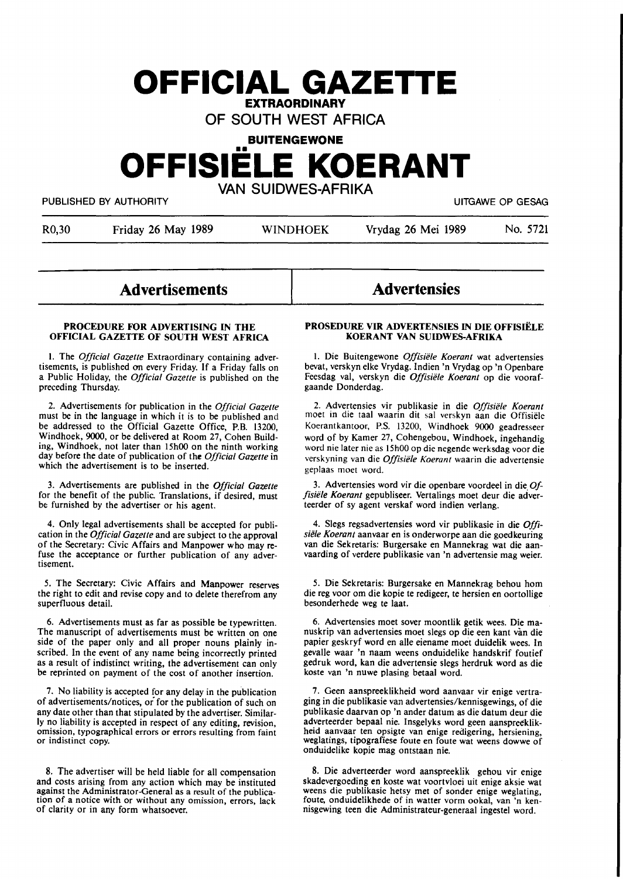# OFFICIAL GAZETTE

**EXTRAORDINARY**

OF SOUTH WEST AFRICA

**BUITENGEWONE**

# OFFISIËLE KOERANT

VAN SUIDWES-AFRIKA

PUBLISHED BY AUTHORITY — UITGAWE OP GESAG

R0,30 — Friday 26 May 1989 — WINDHOEK — Vrydag 26 Mei 1989 — No. 5721

## Advertisements

### PROCEDURE FOR ADVERTISING IN THE OFFICIAL GAZETTE OF SOUTH WEST AFRICA

1. The *Official Gazette* Extraordinary containing advertisements, is published on every Friday. If a Friday falls on a Public Holiday, the *Official Gazette* is published on the preceding Thursday.

2. Advertisements for publication in the *Official Gazette* must be in the language in which it is to be published and be addressed to the Official Gazette Office, P.B. 13200, Windhoek, 9000, or be delivered at Room 27, Cohen Building, Windhoek, not later than 15h00 on the ninth working day before the date of publication of the *Official Gazette* in which the advertisement is to be inserted.

3. Advertisements are published in the *Official Gazette* for the benefit of the public. Translations, if desired, must be furnished by the advertiser or his agent.

4. Only legal advertisements shall be accepted for publication in the *Official Gazette* and are subject to the approval of the Secretary: Civic Affairs and Manpower who may refuse the acceptance or further publication of any advertisement.

5. The Secretary: Civic Affairs and Manpower reserves the right to edit and revise copy and to delete therefrom any superfluous detail.

6. Advertisements must as far as possible be typewritten. The manuscript of advertisements must be written on one side of the paper only and all proper nouns plainly inscribed. In the event of any name being incorrectly printed as a result of indistinct writing, the advertisement can only be reprinted on payment of the cost of another insertion.

7. No liability is accepted for any delay in the publication of advertisements/notices, or for the publication of such on any date other than that stipulated by the advertiser. Similarly no liability is accepted in respect of any editing, revision, omission, typographical errors or errors resulting from faint or indistinct copy.

8. The advertiser will be held liable for all compensation and costs arising from any action which may be instituted against the Administrator-General as a result of the publication of a notice with or without any omission, errors, lack of clarity or in any form whatsoever.

## Advertensies

### PROSEDURE VIR ADVERTENSIES IN DIE OFFISIËLE KOERANT VAN SUIDWES-AFRIKA

1. Die Buitengewone *Offisiële Koerant* wat advertensies bevat, verskyn elke Vrydag. Indien 'n Vrydag op 'n Openbare Feesdag val, verskyn die *Offisiële Koerant* op die voorafgaande Donderdag.

2. Advertensies vir publikasie in die *Offisiële Koerant* moet in die taal waarin dit sal verskyn aan die Offisiële Koerantkantoor, P.S. 13200, Windhoek 9000 geadresseer word of by Kamer 27, Cohengebou, Windhoek, ingehandig word nie later nie as 15h00 op die negende werksdag voor die verskyning van die *Offisiële Koerant* waarin die advertensie geplaas moet word.

3. Advertensies word vir die openbare voordeel in die *Offisiële Koerant* gepubliseer. Vertalings moet deur die adverteerder of sy agent verskaf word indien verlang.

4. Slegs regsadvertensies word vir publikasie in die *Offisiële Koerant* aanvaar en is onderworpe aan die goedkeuring van die Sekretaris: Burgersake en Mannekrag wat die aanvaarding of verdere publikasie van 'n advertensie mag weier.

5. Die Sekretaris: Burgersake en Mannekrag behou hom die reg voor om die kopie te redigeer, te hersien en oortollige besonderhede weg te laat.

6. Advertensies moet sover moontlik getik wees. Die manuskrip van advertensies moet slegs op die een kant van die papier geskryf word en alle eiename moet duidelik wees. In gevalle waar 'n naam weens onduidelike handskrif foutief gedruk word, kan die advertensie slegs herdruk word as die koste van 'n nuwe plasing betaal word.

7. Geen aanspreeklikheid word aanvaar vir enige vertraging in die publikasie van advertensies/kennisgewings, of die publikasie daarvan op 'n ander datum as die datum deur die adverteerder bepaal nie. Insgelyks word geen aanspreeklikheid aanvaar ten opsigte van enige redigering, hersiening, weglatings, tipografiese foute en foute wat weens dowwe of onduidelike kopie mag ontstaan nie.

8. Die adverteerder word aanspreeklik gehou vir enige skadevergoeding en koste wat voortvloei uit enige aksie wat weens die publikasie hetsy met of sonder enige weglating, foute, onduidelikhede of in watter vorm ookal, van 'n kennisgewing teen die Administrateur-generaal ingestel word.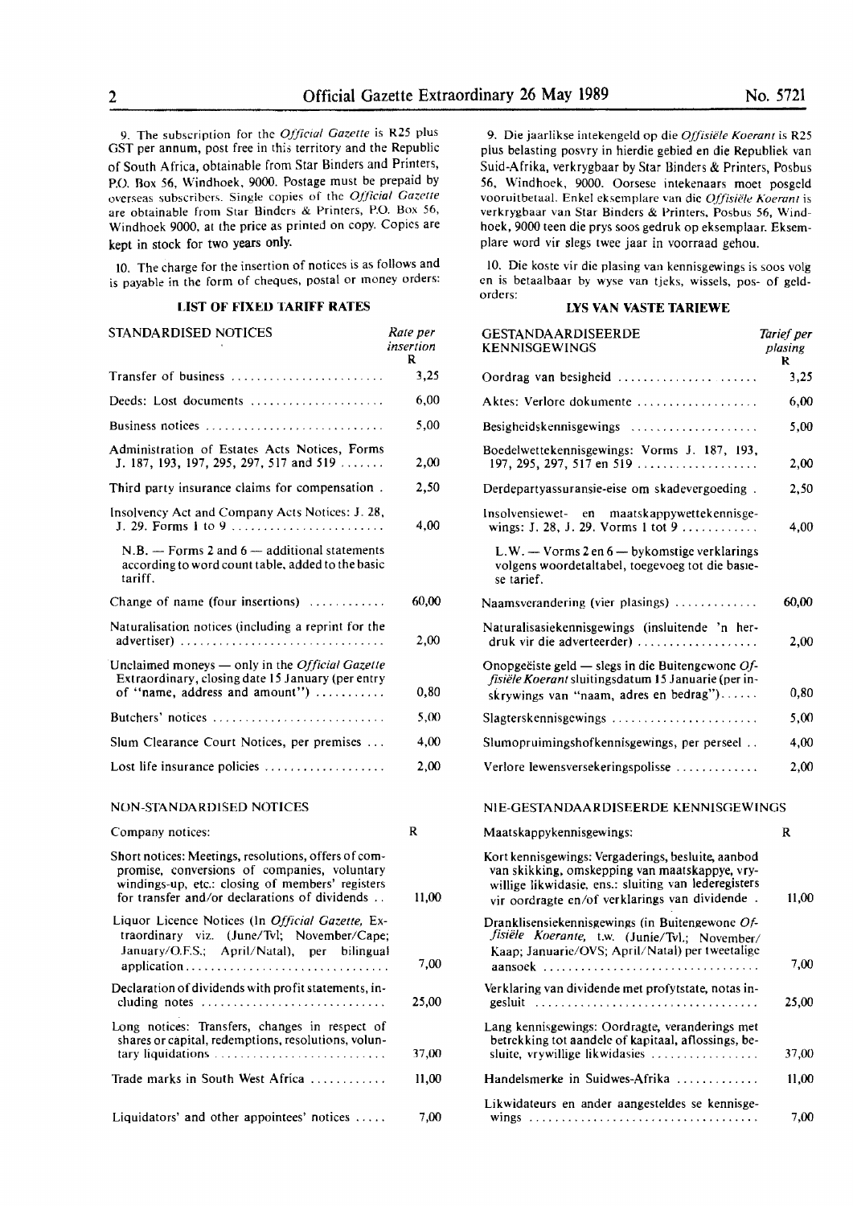9. The subscription for the *Official Gazette* is R25 plus GST per annum, post free in this territory and the Republic of South Africa, obtainable from Star Binders and Printers, P.O. Box 56, Windhoek, 9000. Postage must be prepaid by overseas subscribers. Single copies of the *Official Gazette* are obtainable from Star Binders & Printers, P.O. Box 56, Windhoek 9000, at the price as printed on copy. Copies are kept in stock for two years only.

10. The charge for the insertion of notices is as follows and is payable in the form of cheques, postal or money orders:

### LIST OF FIXED TARIFF RATES

| STANDARDISED NOTICES | Rate per insertion R |
|---|---|
| Transfer of business | 3,25 |
| Deeds: Lost documents | 6,00 |
| Business notices | 5,00 |
| Administration of Estates Acts Notices, Forms J. 187, 193, 197, 295, 297, 517 and 519 | 2,00 |
| Third party insurance claims for compensation | 2,50 |
| Insolvency Act and Company Acts Notices: J. 28, J. 29. Forms 1 to 9 | 4,00 |
| N.B. — Forms 2 and 6 — additional statements according to word count table, added to the basic tariff. | |
| Change of name (four insertions) | 60,00 |
| Naturalisation notices (including a reprint for the advertiser) | 2,00 |
| Unclaimed moneys — only in the *Official Gazette* Extraordinary, closing date 15 January (per entry of "name, address and amount") | 0,80 |
| Butchers' notices | 5,00 |
| Slum Clearance Court Notices, per premises | 4,00 |
| Lost life insurance policies | 2,00 |

| NON-STANDARDISED NOTICES | |
|---|---|
| Company notices: | R |
| Short notices: Meetings, resolutions, offers of compromise, conversions of companies, voluntary windings-up, etc.: closing of members' registers for transfer and/or declarations of dividends | 11,00 |
| Liquor Licence Notices (In *Official Gazette*, Extraordinary viz. (June/Tvl; November/Cape; January/O.F.S.; April/Natal), per bilingual application | 7,00 |
| Declaration of dividends with profit statements, including notes | 25,00 |
| Long notices: Transfers, changes in respect of shares or capital, redemptions, resolutions, voluntary liquidations | 37,00 |
| Trade marks in South West Africa | 11,00 |
| Liquidators' and other appointees' notices | 7,00 |

9. Die jaarlikse intekengeld op die *Offisiële Koerant* is R25 plus belasting posvry in hierdie gebied en die Republiek van Suid-Afrika, verkrygbaar by Star Binders & Printers, Posbus 56, Windhoek, 9000. Oorsese intekenaars moet posgeld vooruitbetaal. Enkel eksemplare van die *Offisiële Koerant* is verkrygbaar van Star Binders & Printers, Posbus 56, Windhoek, 9000 teen die prys soos gedruk op eksemplaar. Eksemplare word vir slegs twee jaar in voorraad gehou.

10. Die koste vir die plasing van kennisgewings is soos volg en is betaalbaar by wyse van tjeks, wissels, pos- of geldorders:

### LYS VAN VASTE TARIEWE

| GESTANDAARDISEERDE KENNISGEWINGS | Tarief per plasing R |
|---|---|
| Oordrag van besigheid | 3,25 |
| Aktes: Verlore dokumente | 6,00 |
| Besigheidskennisgewings | 5,00 |
| Boedelwettekennisgewings: Vorms J. 187, 193, 197, 295, 297, 517 en 519 | 2,00 |
| Derdepartyassuransie-eise om skadevergoeding | 2,50 |
| Insolvensiewet- en maatskappywettekennisgewings: J. 28, J. 29. Vorms 1 tot 9 | 4,00 |
| L.W. — Vorms 2 en 6 — bykomstige verklarings volgens woordetaltabel, toegevoeg tot die basiese tarief. | |
| Naamsverandering (vier plasings) | 60,00 |
| Naturalisasiekennisgewings (insluitende 'n herdruk vir die adverteerder) | 2,00 |
| Onopgeëiste geld — slegs in die Buitengewone *Offisiële Koerant* sluitingsdatum 15 Januarie (per inskrywings van "naam, adres en bedrag") | 0,80 |
| Slagterskennisgewings | 5,00 |
| Slumopruimingshofkennisgewings, per perseel | 4,00 |
| Verlore lewensversekeringspolisse | 2,00 |

| NIE-GESTANDAARDISEERDE KENNISGEWINGS | |
|---|---|
| Maatskappykennisgewings: | R |
| Kort kennisgewings: Vergaderings, besluite, aanbod van skikking, omskepping van maatskappye, vrywillige likwidasie, ens.: sluiting van lederegisters vir oordragte en/of verklarings van dividende | 11,00 |
| Dranklisensiekennisgewings (in Buitengewone *Offisiële Koerante*, t.w. (Junie/Tvl.; November/Kaap; Januarie/OVS; April/Natal) per tweetalige aansoek | 7,00 |
| Verklaring van dividende met profytstate, notas ingesluit | 25,00 |
| Lang kennisgewings: Oordragte, veranderings met betrekking tot aandele of kapitaal, aflossings, besluite, vrywillige likwidasies | 37,00 |
| Handelsmerke in Suidwes-Afrika | 11,00 |
| Likwidateurs en ander aangesteldes se kennisgewings | 7,00 |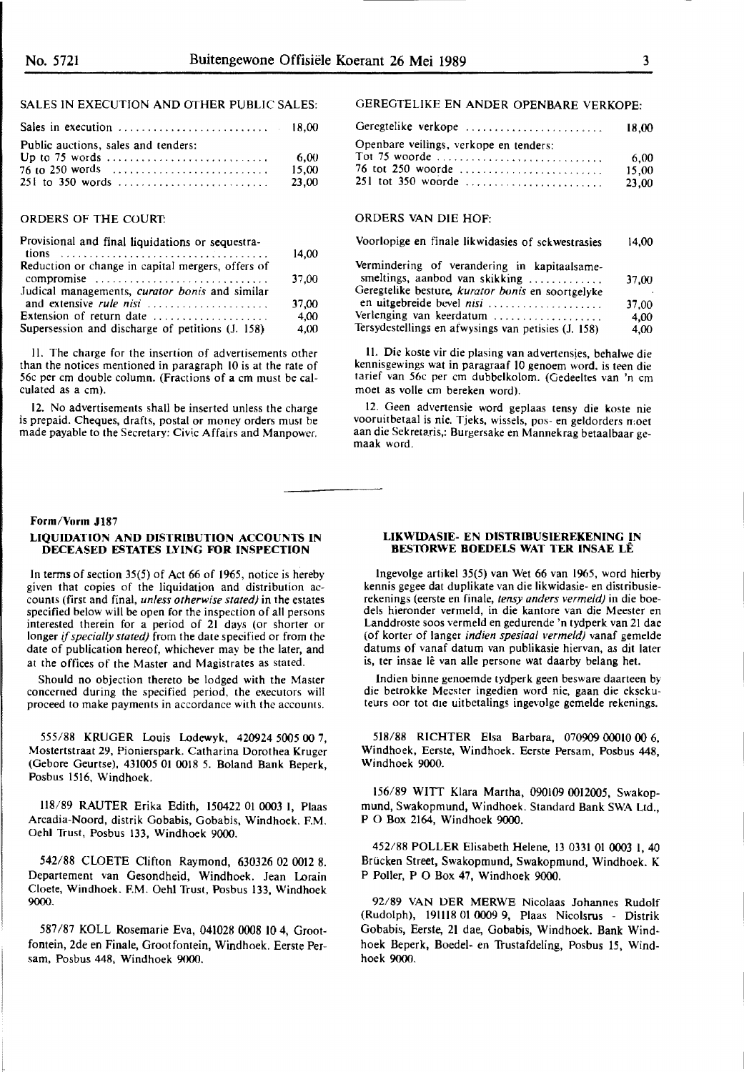SALES IN EXECUTION AND OTHER PUBLIC SALES:

| | |
|---|---|
| Sales in execution | 18,00 |
| Public auctions, sales and tenders: | |
| Up to 75 words | 6,00 |
| 76 to 250 words | 15,00 |
| 251 to 350 words | 23,00 |

ORDERS OF THE COURT:

| | |
|---|---|
| Provisional and final liquidations or sequestrations | 14,00 |
| Reduction or change in capital mergers, offers of compromise | 37,00 |
| Judical managements, *curator bonis* and similar and extensive *rule nisi* | 37,00 |
| Extension of return date | 4,00 |
| Supersession and discharge of petitions (J. 158) | 4,00 |

11. The charge for the insertion of advertisements other than the notices mentioned in paragraph 10 is at the rate of 56c per cm double column. (Fractions of a cm must be calculated as a cm).

12. No advertisements shall be inserted unless the charge is prepaid. Cheques, drafts, postal or money orders must be made payable to the Secretary: Civic Affairs and Manpower.

GEREGTELIKE EN ANDER OPENBARE VERKOPE:

| | |
|---|---|
| Geregtelike verkope | 18,00 |
| Openbare veilings, verkope en tenders: | |
| Tot 75 woorde | 6,00 |
| 76 tot 250 woorde | 15,00 |
| 251 tot 350 woorde | 23,00 |

ORDERS VAN DIE HOF:

| | |
|---|---|
| Voorlopige en finale likwidasies of sekwestrasies | 14,00 |
| Vermindering of verandering in kapitaalsamesmeltings, aanbod van skikking | 37,00 |
| Geregtelike besture, *kurator bonis* en soortgelyke en uitgebreide bevel *nisi* | 37,00 |
| Verlenging van keerdatum | 4,00 |
| Tersydestellings en afwysings van petisies (J. 158) | 4,00 |

11. Die koste vir die plasing van advertensies, behalwe die kennisgewings wat in paragraaf 10 genoem word, is teen die tarief van 56c per cm dubbelkolom. (Gedeeltes van 'n cm moet as volle cm bereken word).

12. Geen advertensie word geplaas tensy die koste nie vooruitbetaal is nie. Tjeks, wissels, pos- en geldorders moet aan die Sekretaris,: Burgersake en Mannekrag betaalbaar gemaak word.

**Form/Vorm J187**

## LIQUIDATION AND DISTRIBUTION ACCOUNTS IN DECEASED ESTATES LYING FOR INSPECTION

In terms of section 35(5) of Act 66 of 1965, notice is hereby given that copies of the liquidation and distribution accounts (first and final, *unless otherwise stated)* in the estates specified below will be open for the inspection of all persons interested therein for a period of 21 days (or shorter or longer *if specially stated)* from the date specified or from the date of publication hereof, whichever may be the later, and at the offices of the Master and Magistrates as stated.

Should no objection thereto be lodged with the Master concerned during the specified period, the executors will proceed to make payments in accordance with the accounts.

555/88 KRUGER Louis Lodewyk, 420924 5005 00 7, Mostertstraat 29, Pionierspark. Catharina Dorothea Kruger (Gebore Geurtse), 431005 01 0018 5. Boland Bank Beperk, Posbus 1516, Windhoek.

118/89 RAUTER Erika Edith, 150422 01 0003 1, Plaas Arcadia-Noord, distrik Gobabis, Gobabis, Windhoek. F.M. Oehl Trust, Posbus 133, Windhoek 9000.

542/88 CLOETE Clifton Raymond, 630326 02 0012 8. Departement van Gesondheid, Windhoek. Jean Lorain Cloete, Windhoek. F.M. Oehl Trust, Posbus 133, Windhoek 9000.

587/87 KOLL Rosemarie Eva, 041028 0008 10 4, Grootfontein, 2de en Finale, Grootfontein, Windhoek. Eerste Persam, Posbus 448, Windhoek 9000.

## LIKWIDASIE- EN DISTRIBUSIEREKENING IN BESTORWE BOEDELS WAT TER INSAE LÊ

Ingevolge artikel 35(5) van Wet 66 van 1965, word hierby kennis gegee dat duplikate van die likwidasie- en distribusierekenings (eerste en finale, *tensy anders vermeld)* in die boedels hieronder vermeld, in die kantore van die Meester en Landdroste soos vermeld en gedurende 'n tydperk van 21 dae (of korter of langer *indien spesiaal vermeld)* vanaf gemelde datums of vanaf datum van publikasie hiervan, as dit later is, ter insae lê van alle persone wat daarby belang het.

Indien binne genoemde tydperk geen besware daarteen by die betrokke Meester ingedien word nie, gaan die eksekuteurs oor tot die uitbetalings ingevolge gemelde rekenings.

518/88 RICHTER Elsa Barbara, 070909 00010 00 6, Windhoek, Eerste, Windhoek. Eerste Persam, Posbus 448, Windhoek 9000.

156/89 WITT Klara Martha, 090109 0012005, Swakopmund, Swakopmund, Windhoek. Standard Bank SWA Ltd., P O Box 2164, Windhoek 9000.

452/88 POLLER Elisabeth Helene, 13 0331 01 0003 1, 40 Brücken Street, Swakopmund, Swakopmund, Windhoek. K P Poller, P O Box 47, Windhoek 9000.

92/89 VAN DER MERWE Nicolaas Johannes Rudolf (Rudolph), 191118 01 0009 9, Plaas Nicolsrus - Distrik Gobabis, Eerste, 21 dae, Gobabis, Windhoek. Bank Windhoek Beperk, Boedel- en Trustafdeling, Posbus 15, Windhoek 9000.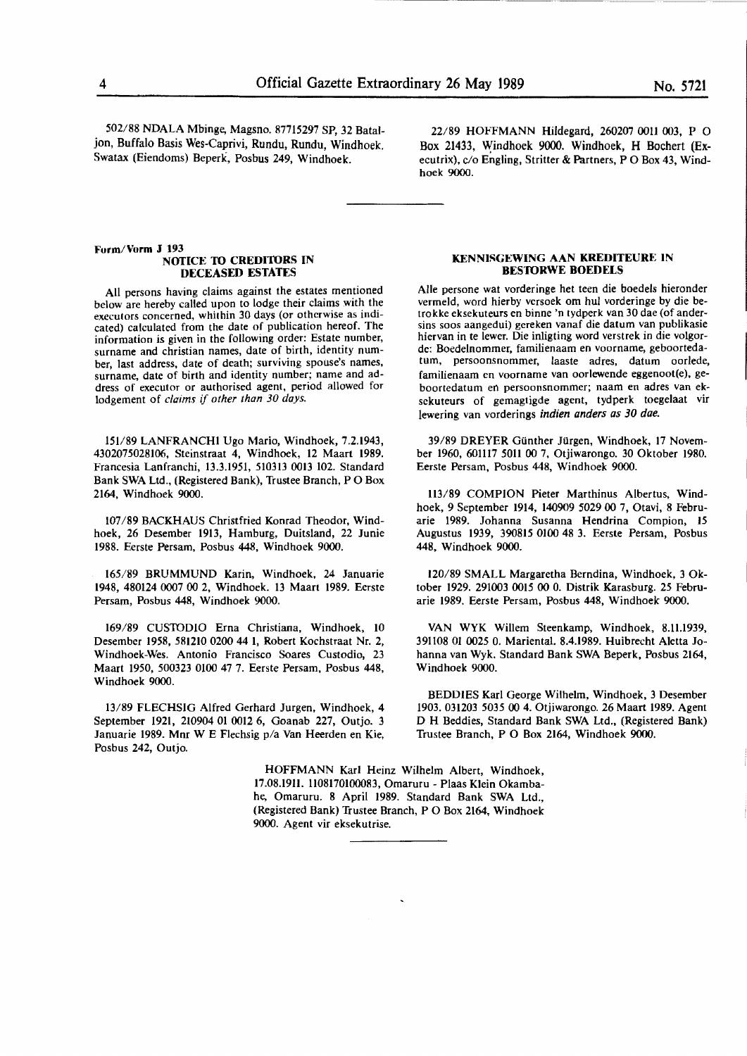502/88 NDALA Mbinge, Magsno. 87715297 SP, 32 Bataljon, Buffalo Basis Wes-Caprivi, Rundu, Rundu, Windhoek. Swatax (Eiendoms) Beperk, Posbus 249, Windhoek.

22/89 HOFFMANN Hildegard, 260207 0011 003, P O Box 21433, Windhoek 9000. Windhoek, H Bochert (Executrix), c/o Engling, Stritter & Partners, P O Box 43, Windhoek 9000.

---

Form/Vorm J 193

## NOTICE TO CREDITORS IN DECEASED ESTATES

All persons having claims against the estates mentioned below are hereby called upon to lodge their claims with the executors concerned, whithin 30 days (or otherwise as indicated) calculated from the date of publication hereof. The information is given in the following order: Estate number, surname and christian names, date of birth, identity number, last address, date of death; surviving spouse's names, surname, date of birth and identity number; name and address of executor or authorised agent, period allowed for lodgement of *claims if other than 30 days.*

151/89 LANFRANCHI Ugo Mario, Windhoek, 7.2.1943, 4302075028106, Steinstraat 4, Windhoek, 12 Maart 1989. Francesia Lanfranchi, 13.3.1951, 510313 0013 102. Standard Bank SWA Ltd., (Registered Bank), Trustee Branch, P O Box 2164, Windhoek 9000.

107/89 BACKHAUS Christfried Konrad Theodor, Windhoek, 26 Desember 1913, Hamburg, Duitsland, 22 Junie 1988. Eerste Persam, Posbus 448, Windhoek 9000.

165/89 BRUMMUND Karin, Windhoek, 24 Januarie 1948, 480124 0007 00 2, Windhoek. 13 Maart 1989. Eerste Persam, Posbus 448, Windhoek 9000.

169/89 CUSTODIO Erna Christiana, Windhoek, 10 Desember 1958, 581210 0200 44 1, Robert Kochstraat Nr. 2, Windhoek-Wes. Antonio Francisco Soares Custodio, 23 Maart 1950, 500323 0100 47 7. Eerste Persam, Posbus 448, Windhoek 9000.

13/89 FLECHSIG Alfred Gerhard Jurgen, Windhoek, 4 September 1921, 210904 01 0012 6, Goanab 227, Outjo. 3 Januarie 1989. Mnr W E Flechsig p/a Van Heerden en Kie, Posbus 242, Outjo.

## KENNISGEWING AAN KREDITEURE IN BESTORWE BOEDELS

Alle persone wat vorderinge het teen die boedels hieronder vermeld, word hierby versoek om hul vorderinge by die betrokke eksekuteurs en binne 'n tydperk van 30 dae (of andersins soos aangedui) gereken vanaf die datum van publikasie hiervan in te lewer. Die inligting word verstrek in die volgorde: Boedelnommer, familienaam en voorname, geboortedatum, persoonsnommer, laaste adres, datum oorlede, familienaam en voorname van oorlewende eggenoot(e), geboortedatum en persoonsnommer; naam en adres van eksekuteurs of gemagtigde agent, tydperk toegelaat vir lewering van vorderings *indien anders as 30 dae.*

39/89 DREYER Günther Jürgen, Windhoek, 17 November 1960, 601117 5011 00 7, Otjiwarongo. 30 Oktober 1980. Eerste Persam, Posbus 448, Windhoek 9000.

113/89 COMPION Pieter Marthinus Albertus, Windhoek, 9 September 1914, 140909 5029 00 7, Otavi, 8 Februarie 1989. Johanna Susanna Hendrina Compion, 15 Augustus 1939, 390815 0100 48 3. Eerste Persam, Posbus 448, Windhoek 9000.

120/89 SMALL Margaretha Berndina, Windhoek, 3 Oktober 1929. 291003 0015 00 0. Distrik Karasburg. 25 Februarie 1989. Eerste Persam, Posbus 448, Windhoek 9000.

VAN WYK Willem Steenkamp, Windhoek, 8.11.1939, 391108 01 0025 0. Mariental. 8.4.1989. Huibrecht Aletta Johanna van Wyk. Standard Bank SWA Beperk, Posbus 2164, Windhoek 9000.

BEDDIES Karl George Wilhelm, Windhoek, 3 Desember 1903. 031203 5035 00 4. Otjiwarongo. 26 Maart 1989. Agent D H Beddies, Standard Bank SWA Ltd., (Registered Bank) Trustee Branch, P O Box 2164, Windhoek 9000.

HOFFMANN Karl Heinz Wilhelm Albert, Windhoek, 17.08.1911. 1108170100083, Omaruru - Plaas Klein Okambahe, Omaruru. 8 April 1989. Standard Bank SWA Ltd., (Registered Bank) Trustee Branch, P O Box 2164, Windhoek 9000. Agent vir eksekutrise.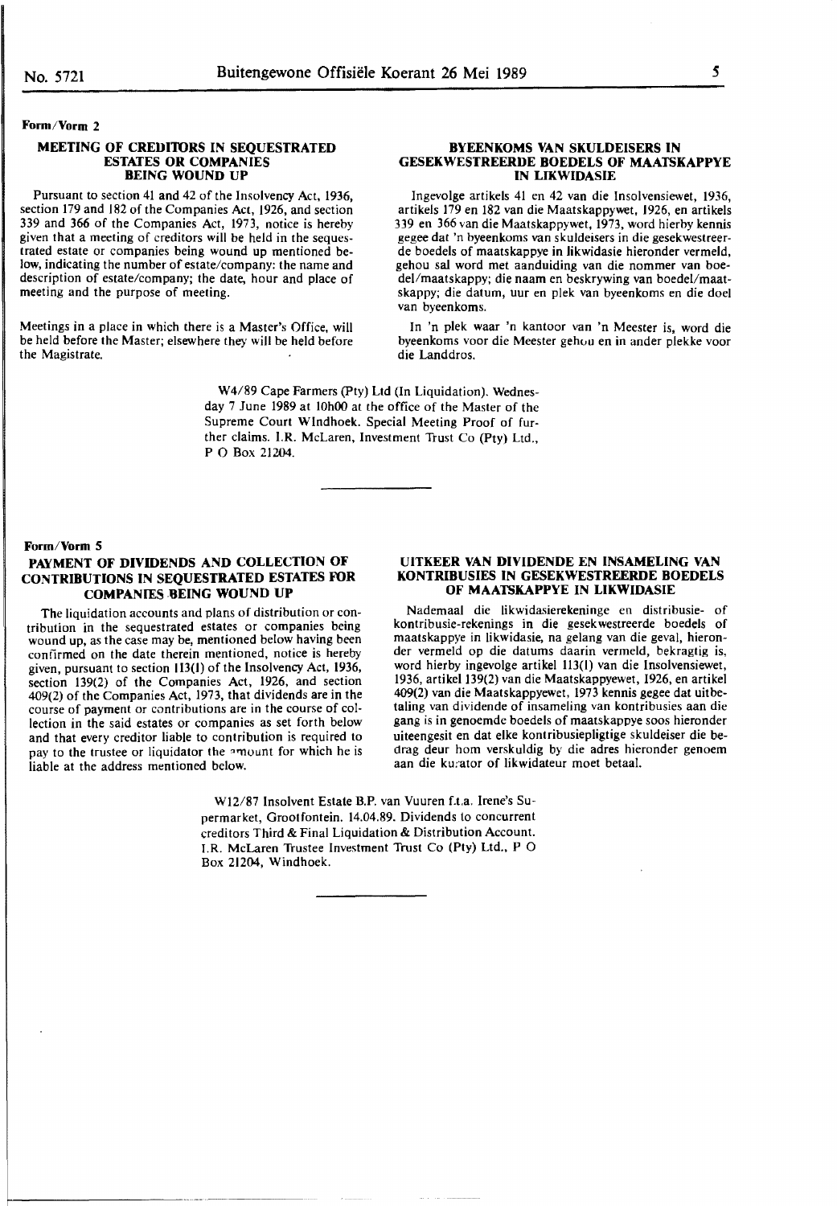**Form/Vorm 2**

### MEETING OF CREDITORS IN SEQUESTRATED ESTATES OR COMPANIES BEING WOUND UP

Pursuant to section 41 and 42 of the Insolvency Act, 1936, section 179 and 182 of the Companies Act, 1926, and section 339 and 366 of the Companies Act, 1973, notice is hereby given that a meeting of creditors will be held in the sequestrated estate or companies being wound up mentioned below, indicating the number of estate/company: the name and description of estate/company; the date, hour and place of meeting and the purpose of meeting.

Meetings in a place in which there is a Master's Office, will be held before the Master; elsewhere they will be held before the Magistrate.

### BYEENKOMS VAN SKULDEISERS IN GESEKWESTREERDE BOEDELS OF MAATSKAPPYE IN LIKWIDASIE

Ingevolge artikels 41 en 42 van die Insolvensiewet, 1936, artikels 179 en 182 van die Maatskappywet, 1926, en artikels 339 en 366 van die Maatskappywet, 1973, word hierby kennis gegee dat 'n byeenkoms van skuldeisers in die gesekwestreerde boedels of maatskappye in likwidasie hieronder vermeld, gehou sal word met aanduiding van die nommer van boedel/maatskappy; die naam en beskrywing van boedel/maatskappy; die datum, uur en plek van byeenkoms en die doel van byeenkoms.

In 'n plek waar 'n kantoor van 'n Meester is, word die byeenkoms voor die Meester gehou en in ander plekke voor die Landdros.

W4/89 Cape Farmers (Pty) Ltd (In Liquidation). Wednesday 7 June 1989 at 10h00 at the office of the Master of the Supreme Court WIndhoek. Special Meeting Proof of further claims. I.R. McLaren, Investment Trust Co (Pty) Ltd., P O Box 21204.

---

**Form/Vorm 5**

### PAYMENT OF DIVIDENDS AND COLLECTION OF CONTRIBUTIONS IN SEQUESTRATED ESTATES FOR COMPANIES BEING WOUND UP

The liquidation accounts and plans of distribution or contribution in the sequestrated estates or companies being wound up, as the case may be, mentioned below having been confirmed on the date therein mentioned, notice is hereby given, pursuant to section 113(1) of the Insolvency Act, 1936, section 139(2) of the Companies Act, 1926, and section 409(2) of the Companies Act, 1973, that dividends are in the course of payment or contributions are in the course of collection in the said estates or companies as set forth below and that every creditor liable to contribution is required to pay to the trustee or liquidator the amount for which he is liable at the address mentioned below.

### UITKEER VAN DIVIDENDE EN INSAMELING VAN KONTRIBUSIES IN GESEKWESTREERDE BOEDELS OF MAATSKAPPYE IN LIKWIDASIE

Nademaal die likwidasierekeninge en distribusie- of kontribusie-rekenings in die gesekwestreerde boedels of maatskappye in likwidasie, na gelang van die geval, hieronder vermeld op die datums daarin vermeld, bekragtig is, word hierby ingevolge artikel 113(1) van die Insolvensiewet, 1936, artikel 139(2) van die Maatskappyewet, 1926, en artikel 409(2) van die Maatskappyewet, 1973 kennis gegee dat uitbetaling van dividende of insameling van kontribusies aan die gang is in genoemde boedels of maatskappye soos hieronder uiteengesit en dat elke kontribusiepligtige skuldeiser die bedrag deur hom verskuldig by die adres hieronder genoem aan die kurator of likwidateur moet betaal.

W12/87 Insolvent Estate B.P. van Vuuren f.t.a. Irene's Supermarket, Grootfontein. 14.04.89. Dividends to concurrent creditors Third & Final Liquidation & Distribution Account. I.R. McLaren Trustee Investment Trust Co (Pty) Ltd., P O Box 21204, Windhoek.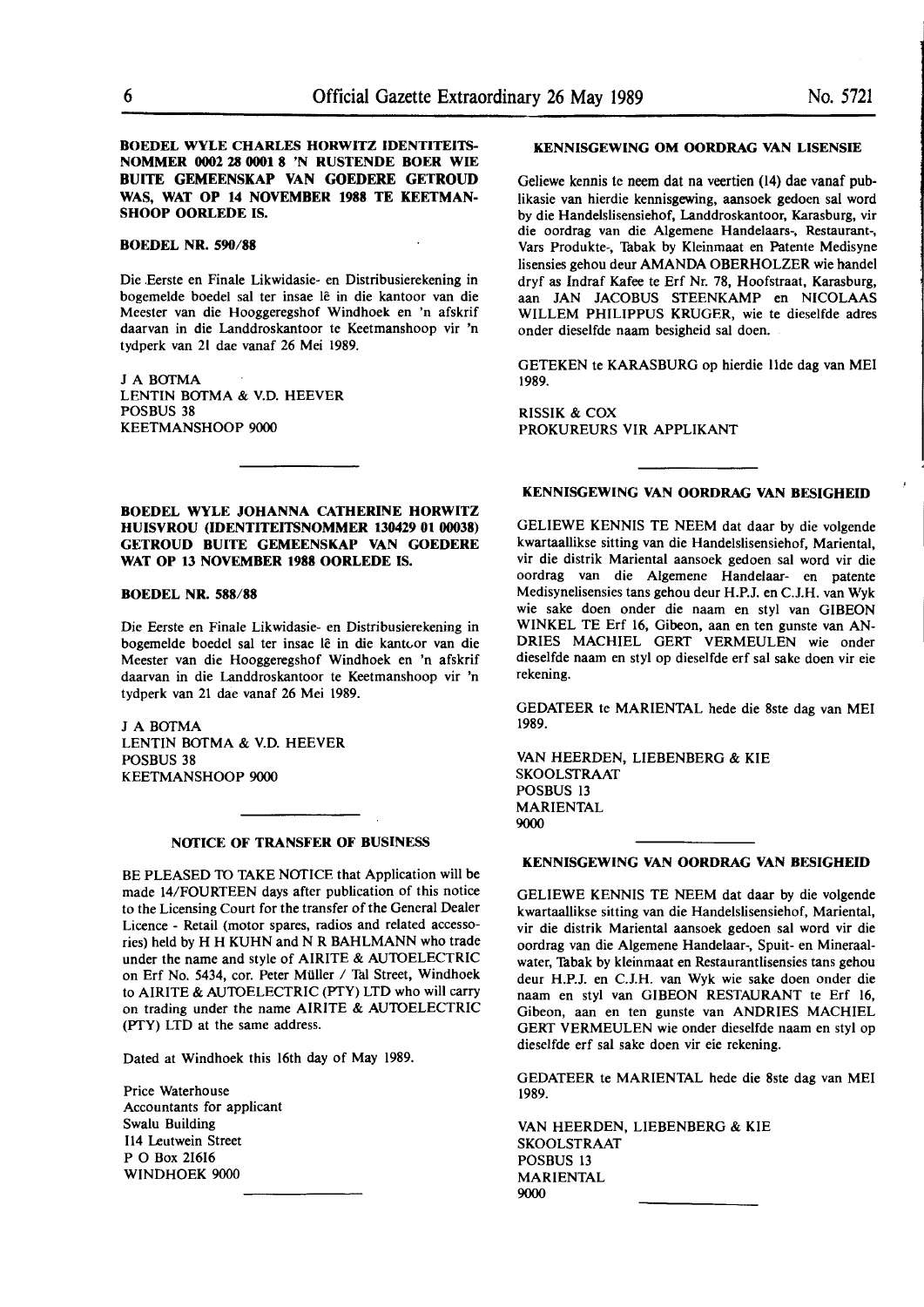**BOEDEL WYLE CHARLES HORWITZ IDENTITEITS-NOMMER 0002 28 0001 8 'N RUSTENDE BOER WIE BUITE GEMEENSKAP VAN GOEDERE GETROUD WAS, WAT OP 14 NOVEMBER 1988 TE KEETMAN-SHOOP OORLEDE IS.**

**BOEDEL NR. 590/88**

Die Eerste en Finale Likwidasie- en Distribusierekening in bogemelde boedel sal ter insae lê in die kantoor van die Meester van die Hooggeregshof Windhoek en 'n afskrif daarvan in die Landdroskantoor te Keetmanshoop vir 'n tydperk van 21 dae vanaf 26 Mei 1989.

J A BOTMA
LENTIN BOTMA & V.D. HEEVER
POSBUS 38
KEETMANSHOOP 9000

---

**BOEDEL WYLE JOHANNA CATHERINE HORWITZ HUISVROU (IDENTITEITSNOMMER 130429 01 00038) GETROUD BUITE GEMEENSKAP VAN GOEDERE WAT OP 13 NOVEMBER 1988 OORLEDE IS.**

**BOEDEL NR. 588/88**

Die Eerste en Finale Likwidasie- en Distribusierekening in bogemelde boedel sal ter insae lê in die kantoor van die Meester van die Hooggeregshof Windhoek en 'n afskrif daarvan in die Landdroskantoor te Keetmanshoop vir 'n tydperk van 21 dae vanaf 26 Mei 1989.

J A BOTMA
LENTIN BOTMA & V.D. HEEVER
POSBUS 38
KEETMANSHOOP 9000

---

**NOTICE OF TRANSFER OF BUSINESS**

BE PLEASED TO TAKE NOTICE that Application will be made 14/FOURTEEN days after publication of this notice to the Licensing Court for the transfer of the General Dealer Licence - Retail (motor spares, radios and related accessories) held by H H KUHN and N R BAHLMANN who trade under the name and style of AIRITE & AUTOELECTRIC on Erf No. 5434, cor. Peter Müller / Tal Street, Windhoek to AIRITE & AUTOELECTRIC (PTY) LTD who will carry on trading under the name AIRITE & AUTOELECTRIC (PTY) LTD at the same address.

Dated at Windhoek this 16th day of May 1989.

Price Waterhouse
Accountants for applicant
Swalu Building
114 Leutwein Street
P O Box 21616
WINDHOEK 9000

---

**KENNISGEWING OM OORDRAG VAN LISENSIE**

Geliewe kennis te neem dat na veertien (14) dae vanaf publikasie van hierdie kennisgewing, aansoek gedoen sal word by die Handelslisensiehof, Landdroskantoor, Karasburg, vir die oordrag van die Algemene Handelaars-, Restaurant-, Vars Produkte-, Tabak by Kleinmaat en Patente Medisyne lisensies gehou deur AMANDA OBERHOLZER wie handel dryf as Indraf Kafee te Erf Nr. 78, Hoofstraat, Karasburg, aan JAN JACOBUS STEENKAMP en NICOLAAS WILLEM PHILIPPUS KRUGER, wie te dieselfde adres onder dieselfde naam besigheid sal doen.

GETEKEN te KARASBURG op hierdie 11de dag van MEI 1989.

RISSIK & COX
PROKUREURS VIR APPLIKANT

---

**KENNISGEWING VAN OORDRAG VAN BESIGHEID**

GELIEWE KENNIS TE NEEM dat daar by die volgende kwartaallikse sitting van die Handelslisensiehof, Mariental, vir die distrik Mariental aansoek gedoen sal word vir die oordrag van die Algemene Handelaar- en patente Medisynelisensies tans gehou deur H.P.J. en C.J.H. van Wyk wie sake doen onder die naam en styl van GIBEON WINKEL TE Erf 16, Gibeon, aan en ten gunste van ANDRIES MACHIEL GERT VERMEULEN wie onder dieselfde naam en styl op dieselfde erf sal sake doen vir eie rekening.

GEDATEER te MARIENTAL hede die 8ste dag van MEI 1989.

VAN HEERDEN, LIEBENBERG & KIE
SKOOLSTRAAT
POSBUS 13
MARIENTAL
9000

---

**KENNISGEWING VAN OORDRAG VAN BESIGHEID**

GELIEWE KENNIS TE NEEM dat daar by die volgende kwartaallikse sitting van die Handelslisensiehof, Mariental, vir die distrik Mariental aansoek gedoen sal word vir die oordrag van die Algemene Handelaar-, Spuit- en Mineraalwater, Tabak by kleinmaat en Restaurantlisensies tans gehou deur H.P.J. en C.J.H. van Wyk wie sake doen onder die naam en styl van GIBEON RESTAURANT te Erf 16, Gibeon, aan en ten gunste van ANDRIES MACHIEL GERT VERMEULEN wie onder dieselfde naam en styl op dieselfde erf sal sake doen vir eie rekening.

GEDATEER te MARIENTAL hede die 8ste dag van MEI 1989.

VAN HEERDEN, LIEBENBERG & KIE
SKOOLSTRAAT
POSBUS 13
MARIENTAL
9000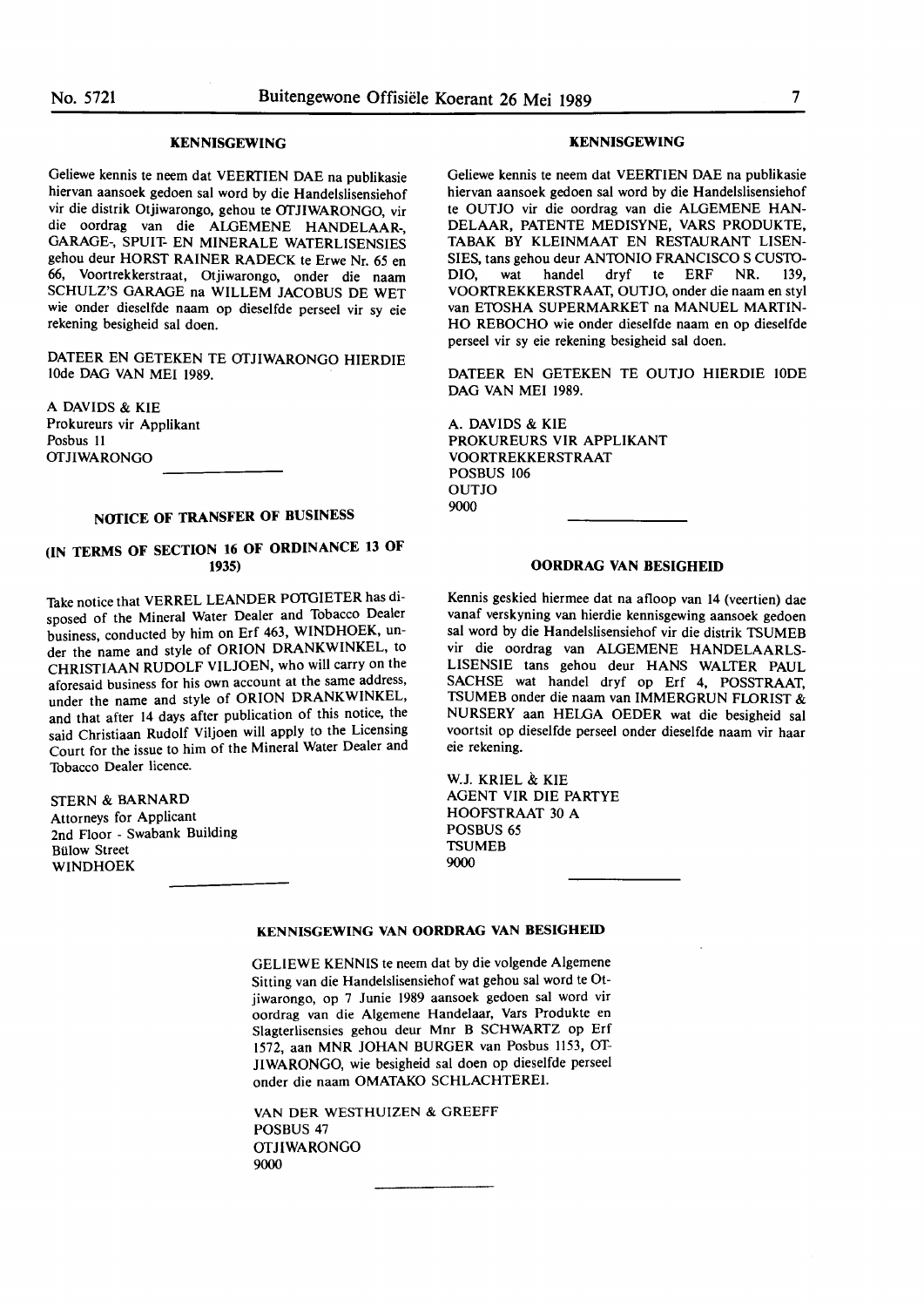### KENNISGEWING

Geliewe kennis te neem dat VEERTIEN DAE na publikasie hiervan aansoek gedoen sal word by die Handelslisensiehof vir die distrik Otjiwarongo, gehou te OTJIWARONGO, vir die oordrag van die ALGEMENE HANDELAAR-, GARAGE-, SPUIT- EN MINERALE WATERLISENSIES gehou deur HORST RAINER RADECK te Erwe Nr. 65 en 66, Voortrekkerstraat, Otjiwarongo, onder die naam SCHULZ'S GARAGE na WILLEM JACOBUS DE WET wie onder dieselfde naam op dieselfde perseel vir sy eie rekening besigheid sal doen.

DATEER EN GETEKEN TE OTJIWARONGO HIERDIE 10de DAG VAN MEI 1989.

A DAVIDS & KIE
Prokureurs vir Applikant
Posbus 11
OTJIWARONGO

---

### NOTICE OF TRANSFER OF BUSINESS

### (IN TERMS OF SECTION 16 OF ORDINANCE 13 OF 1935)

Take notice that VERREL LEANDER POTGIETER has disposed of the Mineral Water Dealer and Tobacco Dealer business, conducted by him on Erf 463, WINDHOEK, under the name and style of ORION DRANKWINKEL, to CHRISTIAAN RUDOLF VILJOEN, who will carry on the aforesaid business for his own account at the same address, under the name and style of ORION DRANKWINKEL, and that after 14 days after publication of this notice, the said Christiaan Rudolf Viljoen will apply to the Licensing Court for the issue to him of the Mineral Water Dealer and Tobacco Dealer licence.

STERN & BARNARD
Attorneys for Applicant
2nd Floor - Swabank Building
Bülow Street
WINDHOEK

---

### KENNISGEWING

Geliewe kennis te neem dat VEERTIEN DAE na publikasie hiervan aansoek gedoen sal word by die Handelslisensiehof te OUTJO vir die oordrag van die ALGEMENE HANDELAAR, PATENTE MEDISYNE, VARS PRODUKTE, TABAK BY KLEINMAAT EN RESTAURANT LISENSIES, tans gehou deur ANTONIO FRANCISCO S CUSTODIO, wat handel dryf te ERF NR. 139, VOORTREKKERSTRAAT, OUTJO, onder die naam en styl van ETOSHA SUPERMARKET na MANUEL MARTINHO REBOCHO wie onder dieselfde naam en op dieselfde perseel vir sy eie rekening besigheid sal doen.

DATEER EN GETEKEN TE OUTJO HIERDIE 10DE DAG VAN MEI 1989.

A. DAVIDS & KIE
PROKUREURS VIR APPLIKANT
VOORTREKKERSTRAAT
POSBUS 106
OUTJO
9000

---

### OORDRAG VAN BESIGHEID

Kennis geskied hiermee dat na afloop van 14 (veertien) dae vanaf verskyning van hierdie kennisgewing aansoek gedoen sal word by die Handelslisensiehof vir die distrik TSUMEB vir die oordrag van ALGEMENE HANDELAARSLISENSIE tans gehou deur HANS WALTER PAUL SACHSE wat handel dryf op Erf 4, POSSTRAAT, TSUMEB onder die naam van IMMERGRUN FLORIST & NURSERY aan HELGA OEDER wat die besigheid sal voortsit op dieselfde perseel onder dieselfde naam vir haar eie rekening.

W.J. KRIEL & KIE
AGENT VIR DIE PARTYE
HOOFSTRAAT 30 A
POSBUS 65
TSUMEB
9000

---

### KENNISGEWING VAN OORDRAG VAN BESIGHEID

GELIEWE KENNIS te neem dat by die volgende Algemene Sitting van die Handelslisensiehof wat gehou sal word te Otjiwarongo, op 7 Junie 1989 aansoek gedoen sal word vir oordrag van die Algemene Handelaar, Vars Produkte en Slagterlisensies gehou deur Mnr B SCHWARTZ op Erf 1572, aan MNR JOHAN BURGER van Posbus 1153, OTJIWARONGO, wie besigheid sal doen op dieselfde perseel onder die naam OMATAKO SCHLACHTEREI.

VAN DER WESTHUIZEN & GREEFF
POSBUS 47
OTJIWARONGO
9000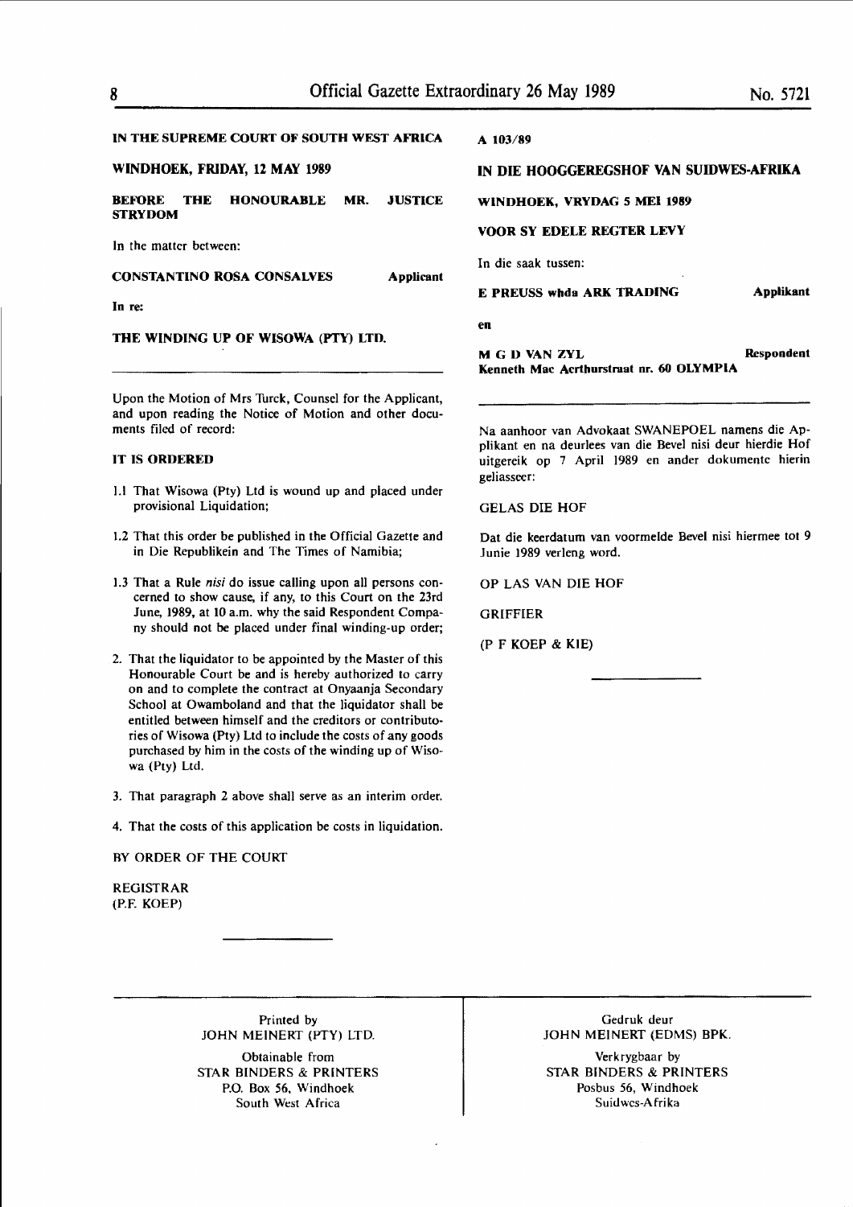**IN THE SUPREME COURT OF SOUTH WEST AFRICA**

**WINDHOEK, FRIDAY, 12 MAY 1989**

**BEFORE THE HONOURABLE MR. JUSTICE STRYDOM**

In the matter between:

**CONSTANTINO ROSA CONSALVES** **Applicant**

**In re:**

**THE WINDING UP OF WISOWA (PTY) LTD.**

Upon the Motion of Mrs Turck, Counsel for the Applicant, and upon reading the Notice of Motion and other documents filed of record:

**IT IS ORDERED**

1.1 That Wisowa (Pty) Ltd is wound up and placed under provisional Liquidation;

1.2 That this order be published in the Official Gazette and in Die Republikein and The Times of Namibia;

1.3 That a Rule *nisi* do issue calling upon all persons concerned to show cause, if any, to this Court on the 23rd June, 1989, at 10 a.m. why the said Respondent Company should not be placed under final winding-up order;

2. That the liquidator to be appointed by the Master of this Honourable Court be and is hereby authorized to carry on and to complete the contract at Onyaanja Secondary School at Owamboland and that the liquidator shall be entitled between himself and the creditors or contributories of Wisowa (Pty) Ltd to include the costs of any goods purchased by him in the costs of the winding up of Wisowa (Pty) Ltd.

3. That paragraph 2 above shall serve as an interim order.

4. That the costs of this application be costs in liquidation.

BY ORDER OF THE COURT

REGISTRAR
(P.F. KOEP)

---

**A 103/89**

**IN DIE HOOGGEREGSHOF VAN SUIDWES-AFRIKA**

**WINDHOEK, VRYDAG 5 MEI 1989**

**VOOR SY EDELE REGTER LEVY**

In die saak tussen:

**E PREUSS whda ARK TRADING** **Applikant**

**en**

**M G D VAN ZYL** **Respondent**
**Kenneth Mac Acrthurstraat nr. 60 OLYMPIA**

Na aanhoor van Advokaat SWANEPOEL namens die Applikant en na deurlees van die Bevel nisi deur hierdie Hof uitgereik op 7 April 1989 en ander dokumente hierin geliasseer:

GELAS DIE HOF

Dat die keerdatum van voormelde Bevel nisi hiermee tot 9 Junie 1989 verleng word.

OP LAS VAN DIE HOF

GRIFFIER

(P F KOEP & KIE)

---

Printed by
JOHN MEINERT (PTY) LTD.
Obtainable from
STAR BINDERS & PRINTERS
P.O. Box 56, Windhoek
South West Africa

Gedruk deur
JOHN MEINERT (EDMS) BPK.
Verkrygbaar by
STAR BINDERS & PRINTERS
Posbus 56, Windhoek
Suidwes-Afrika